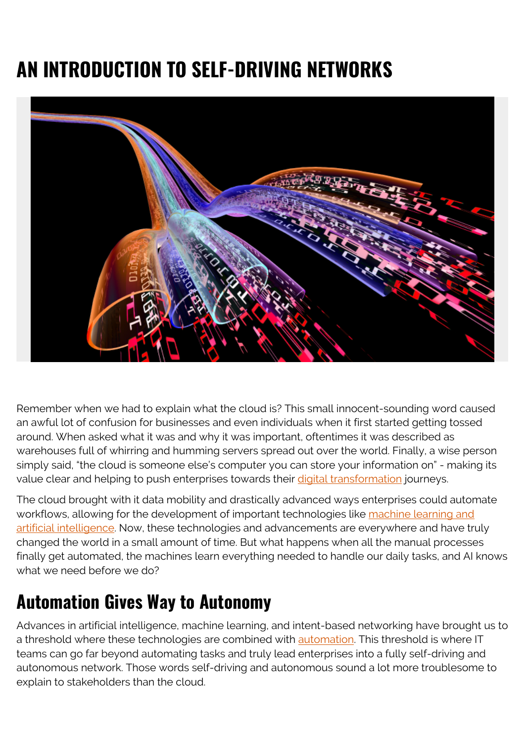# AN INTRODUCTION TO SELF-DRIVING NETWORKS

Remember when we had to explain what the cloud is? This small innocent-sounding word caused an awful lot of confusion for businesses and even individuals when it first started getting tossed around. When asked what it was and why it was important, oftentimes it was described as warehouses full of whirring and humming servers spread out over the world. Finally, a wise person simply said, "the cloud is someone else's computer you can store your information on" - making its value clear and helping to push enterprises towards their digital transformation journeys.

The cloud brought with it data mobility and drastically advanced ways enterprises could automate workflows, allowing for the development of important technologies like machine learning and artificial intelligence. Now, these technologies and advancements are everywhere and have truly changed the world in a small amount of time. But what happens when all the manual processes finally get automated, the machines learn everything needed to handle our daily tasks, and AI knows what we need before we do?

## Automation Gives Way to Autonomy

Advances in artificial intelligence, machine learning, and intent-based networking have brought us to a threshold where these technologies are combined with automation. This threshold is where IT teams can go far beyond automating tasks and truly lead enterprises into a fully self-driving and autonomous network. Those words self-driving and autonomous sound a lot more troublesome to explain to stakeholders than the cloud.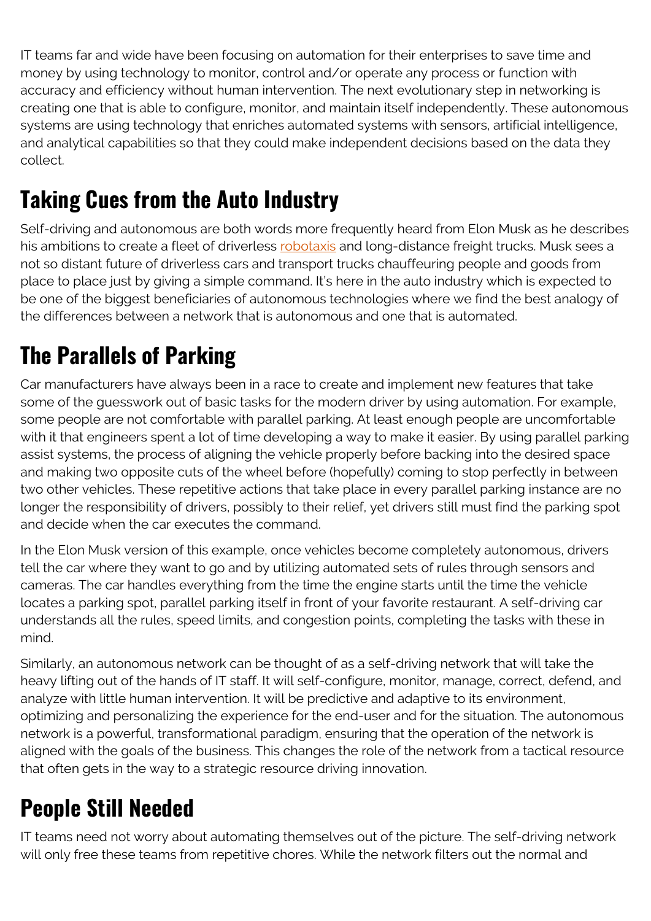IT teams far and wide have been focusing on automation for their enterprises to save time and money by using technology to monitor, control and/or operate any process or function with accuracy and efficiency without human intervention. The next evolutionary step in networking is creating one that is able to configure, monitor, and maintain itself independently. These autonomous systems are using technology that enriches automated systems with sensors, artificial intelligence, and analytical capabilities so that they could make independent decisions based on the data they collect.

## Taking Cues from the Auto Industry

Self-driving and autonomous are both words more frequently heard from Elon Musk as he describes his ambitions to create a fleet of driverless robotaxis and long-distance freight trucks. Musk sees a not so distant future of driverless cars and transport trucks chauffeuring people and goods from place to place just by giving a simple command. It's here in the auto industry which is expected to be one of the biggest beneficiaries of autonomous technologies where we find the best analogy of the differences between a network that is autonomous and one that is automated.

## The Parallels of Parking

Car manufacturers have always been in a race to create and implement new features that take some of the guesswork out of basic tasks for the modern driver by using automation. For example, some people are not comfortable with parallel parking. At least enough people are uncomfortable with it that engineers spent a lot of time developing a way to make it easier. By using parallel parking assist systems, the process of aligning the vehicle properly before backing into the desired space and making two opposite cuts of the wheel before (hopefully) coming to stop perfectly in between two other vehicles. These repetitive actions that take place in every parallel parking instance are no longer the responsibility of drivers, possibly to their relief, yet drivers still must find the parking spot and decide when the car executes the command.

In the Elon Musk version of this example, once vehicles become completely autonomous, drivers tell the car where they want to go and by utilizing automated sets of rules through sensors and cameras. The car handles everything from the time the engine starts until the time the vehicle locates a parking spot, parallel parking itself in front of your favorite restaurant. A self-driving car understands all the rules, speed limits, and congestion points, completing the tasks with these in mind.

Similarly, an autonomous network can be thought of as a self-driving network that will take the heavy lifting out of the hands of IT staff. It will self-configure, monitor, manage, correct, defend, and analyze with little human intervention. It will be predictive and adaptive to its environment, optimizing and personalizing the experience for the end-user and for the situation. The autonomous network is a powerful, transformational paradigm, ensuring that the operation of the network is aligned with the goals of the business. This changes the role of the network from a tactical resource that often gets in the way to a strategic resource driving innovation.

## People Still Needed

IT teams need not worry about automating themselves out of the picture. The self-driving network will only free these teams from repetitive chores. While the network filters out the normal and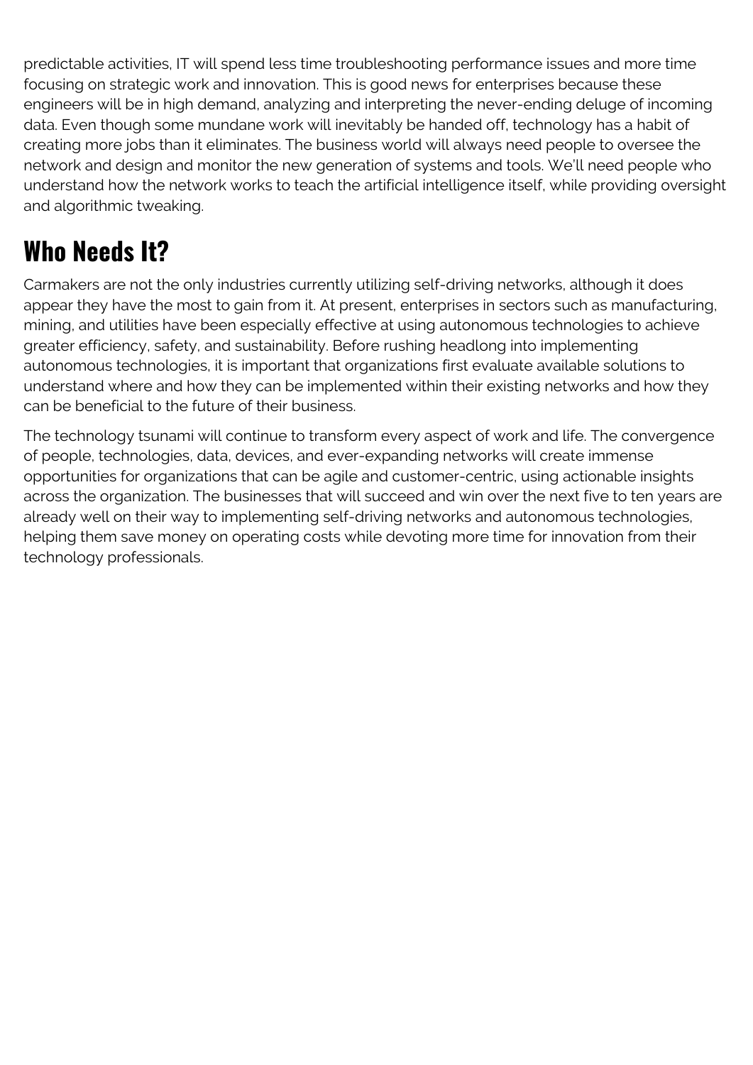predictable activities, IT will spend less time troubleshooting performance issues and more time focusing on strategic work and innovation. This is good news for enterprises because these engineers will be in high demand, analyzing and interpreting the never-ending deluge of incoming data. Even though some mundane work will inevitably be handed off, technology has a habit of creating more jobs than it eliminates. The business world will always need people to oversee the network and design and monitor the new generation of systems and tools. We'll need people who understand how the network works to teach the artificial intelligence itself, while providing oversight and algorithmic tweaking.

## Who Needs It?

Carmakers are not the only industries currently utilizing self-driving networks, although it does appear they have the most to gain from it. At present, enterprises in sectors such as manufacturing, mining, and utilities have been especially effective at using autonomous technologies to achieve greater efficiency, safety, and sustainability. Before rushing headlong into implementing autonomous technologies, it is important that organizations first evaluate available solutions to understand where and how they can be implemented within their existing networks and how they can be beneficial to the future of their business.

The technology tsunami will continue to transform every aspect of work and life. The convergence of people, technologies, data, devices, and ever-expanding networks will create immense opportunities for organizations that can be agile and customer-centric, using actionable insights across the organization. The businesses that will succeed and win over the next five to ten years are already well on their way to implementing self-driving networks and autonomous technologies, helping them save money on operating costs while devoting more time for innovation from their technology professionals.